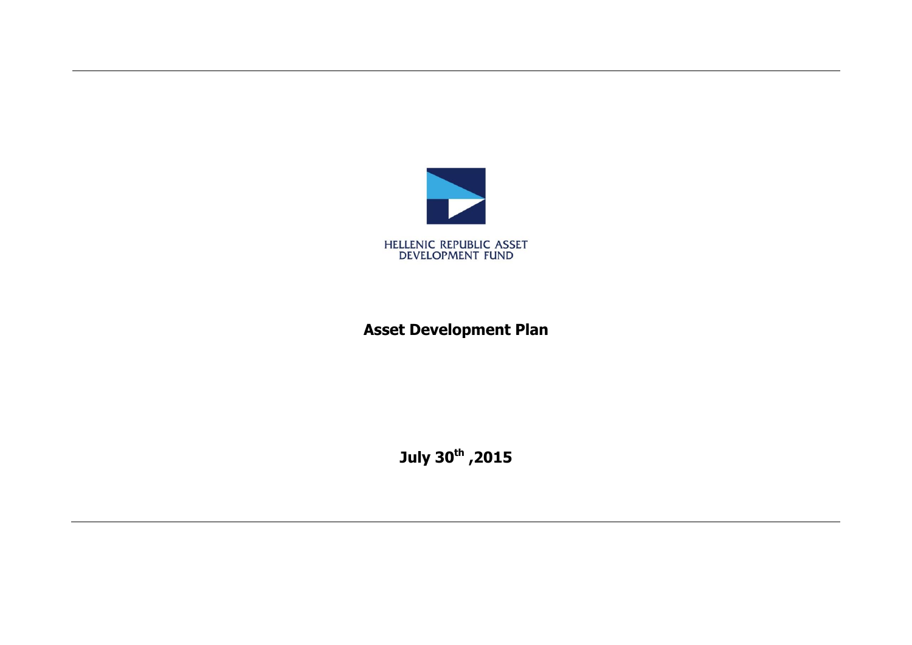HELLENIC REPUBLIC ASSET
DEVELOPMENT FUND

# Asset Development Plan

**July 30th ,2015**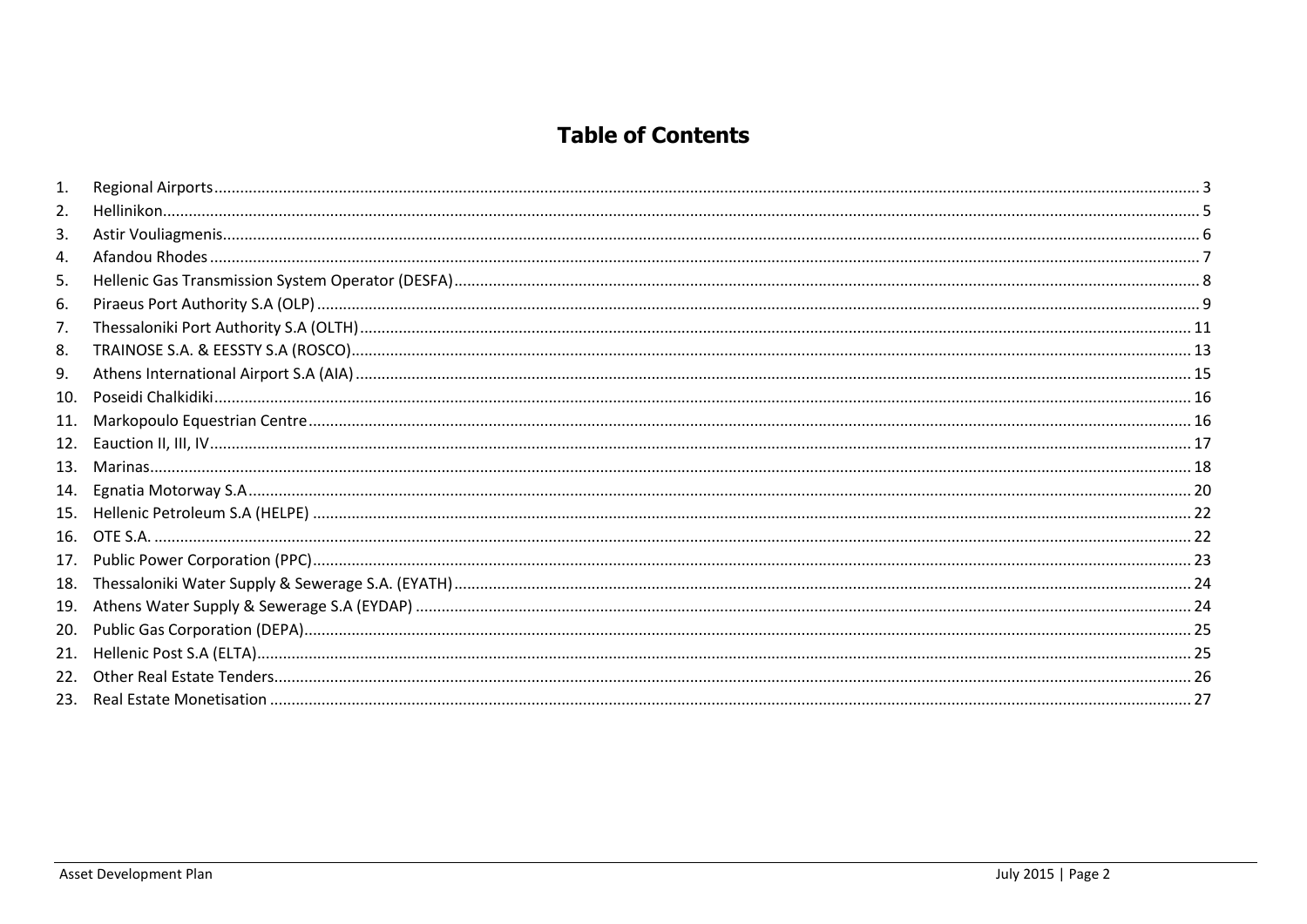# Table of Contents

1. Regional Airports ... 3
2. Hellinikon ... 5
3. Astir Vouliagmenis ... 6
4. Afandou Rhodes ... 7
5. Hellenic Gas Transmission System Operator (DESFA) ... 8
6. Piraeus Port Authority S.A (OLP) ... 9
7. Thessaloniki Port Authority S.A (OLTH) ... 11
8. TRAINOSE S.A. & EESSTY S.A (ROSCO) ... 13
9. Athens International Airport S.A (AIA) ... 15
10. Poseidi Chalkidiki ... 16
11. Markopoulo Equestrian Centre ... 16
12. Eauction II, III, IV ... 17
13. Marinas ... 18
14. Egnatia Motorway S.A ... 20
15. Hellenic Petroleum S.A (HELPE) ... 22
16. OTE S.A. ... 22
17. Public Power Corporation (PPC) ... 23
18. Thessaloniki Water Supply & Sewerage S.A. (EYATH) ... 24
19. Athens Water Supply & Sewerage S.A (EYDAP) ... 24
20. Public Gas Corporation (DEPA) ... 25
21. Hellenic Post S.A (ELTA) ... 25
22. Other Real Estate Tenders ... 26
23. Real Estate Monetisation ... 27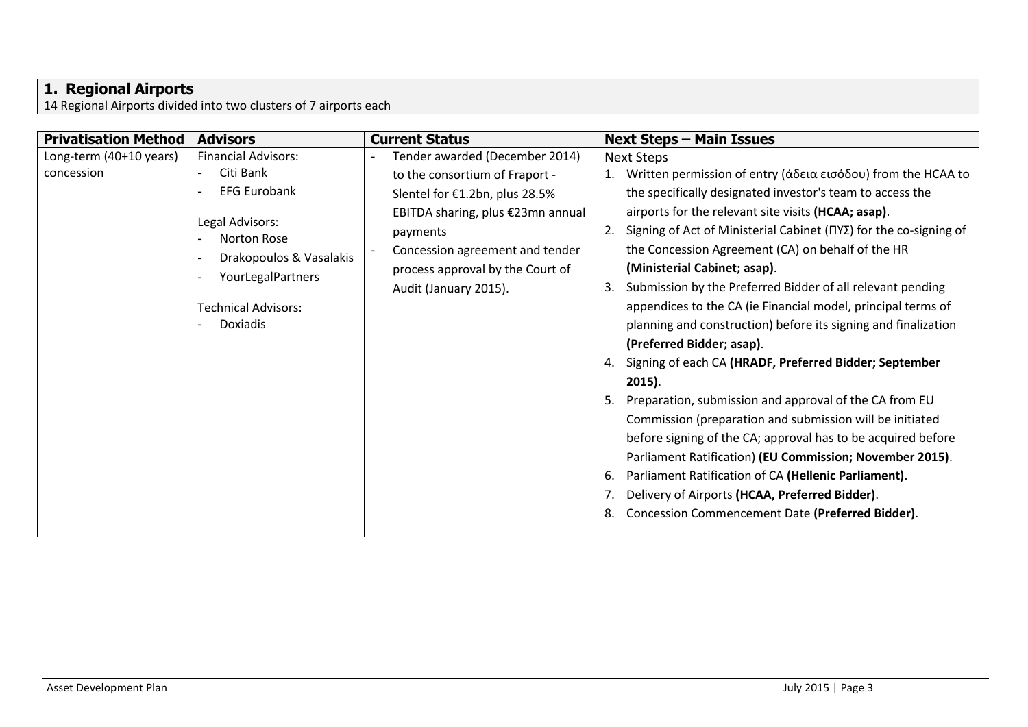## 1. Regional Airports

14 Regional Airports divided into two clusters of 7 airports each

| Privatisation Method | Advisors | Current Status | Next Steps – Main Issues |
|---|---|---|---|
| Long-term (40+10 years) concession | Financial Advisors:<br>- Citi Bank<br>- EFG Eurobank<br><br>Legal Advisors:<br>- Norton Rose<br>- Drakopoulos & Vasalakis<br>- YourLegalPartners<br><br>Technical Advisors:<br>- Doxiadis | - Tender awarded (December 2014) to the consortium of Fraport - Slentel for €1.2bn, plus 28.5% EBITDA sharing, plus €23mn annual payments<br>- Concession agreement and tender process approval by the Court of Audit (January 2015). | Next Steps<br>1. Written permission of entry (άδεια εισόδου) from the HCAA to the specifically designated investor's team to access the airports for the relevant site visits **(HCAA; asap)**.<br>2. Signing of Act of Ministerial Cabinet (ΠΥΣ) for the co-signing of the Concession Agreement (CA) on behalf of the HR **(Ministerial Cabinet; asap)**.<br>3. Submission by the Preferred Bidder of all relevant pending appendices to the CA (ie Financial model, principal terms of planning and construction) before its signing and finalization **(Preferred Bidder; asap)**.<br>4. Signing of each CA **(HRADF, Preferred Bidder; September 2015)**.<br>5. Preparation, submission and approval of the CA from EU Commission (preparation and submission will be initiated before signing of the CA; approval has to be acquired before Parliament Ratification) **(EU Commission; November 2015)**.<br>6. Parliament Ratification of CA **(Hellenic Parliament)**.<br>7. Delivery of Airports **(HCAA, Preferred Bidder)**.<br>8. Concession Commencement Date **(Preferred Bidder)**. |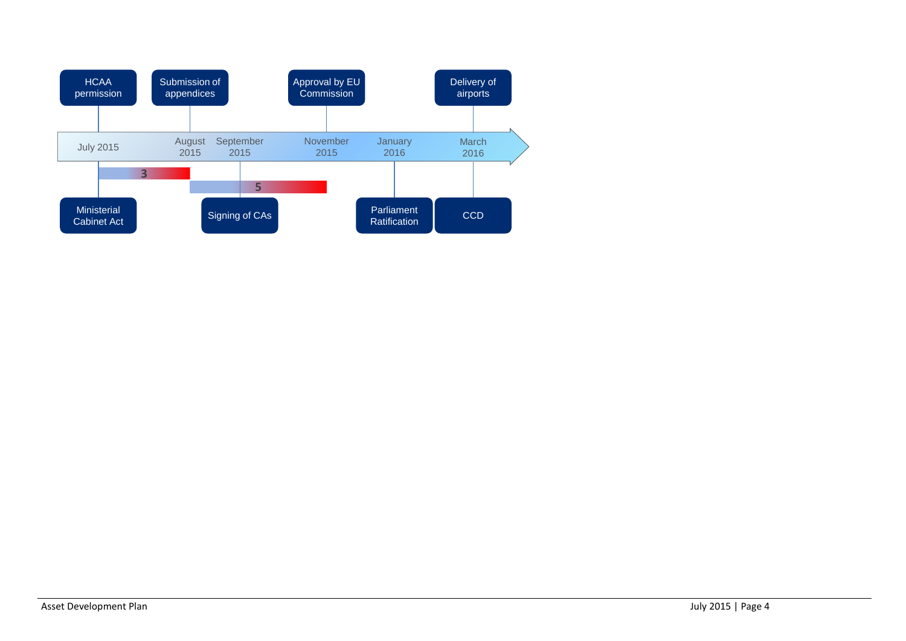HCAA permission

Submission of appendices

Approval by EU Commission

Delivery of airports

July 2015

August 2015

September 2015

November 2015

January 2016

March 2016

3

5

Ministerial Cabinet Act

Signing of CAs

Parliament Ratification

CCD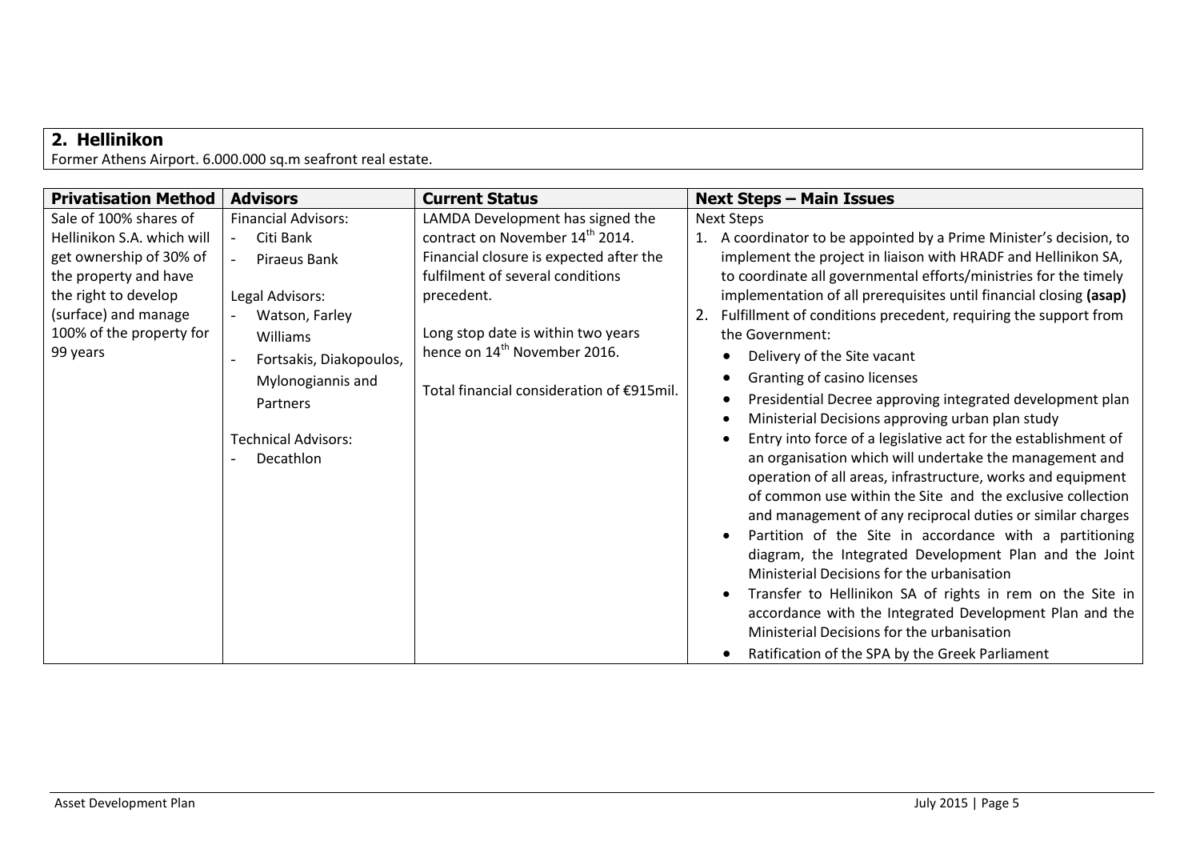## 2. Hellinikon

Former Athens Airport. 6.000.000 sq.m seafront real estate.

| Privatisation Method | Advisors | Current Status | Next Steps – Main Issues |
|---|---|---|---|
| Sale of 100% shares of Hellinikon S.A. which will get ownership of 30% of the property and have the right to develop (surface) and manage 100% of the property for 99 years | Financial Advisors:<br>- Citi Bank<br>- Piraeus Bank<br><br>Legal Advisors:<br>- Watson, Farley Williams<br>- Fortsakis, Diakopoulos, Mylonogiannis and Partners<br><br>Technical Advisors:<br>- Decathlon | LAMDA Development has signed the contract on November 14th 2014. Financial closure is expected after the fulfilment of several conditions precedent.<br><br>Long stop date is within two years hence on 14th November 2016.<br><br>Total financial consideration of €915mil. | Next Steps<br>1. A coordinator to be appointed by a Prime Minister's decision, to implement the project in liaison with HRADF and Hellinikon SA, to coordinate all governmental efforts/ministries for the timely implementation of all prerequisites until financial closing **(asap)**<br>2. Fulfillment of conditions precedent, requiring the support from the Government:<br>• Delivery of the Site vacant<br>• Granting of casino licenses<br>• Presidential Decree approving integrated development plan<br>• Ministerial Decisions approving urban plan study<br>• Entry into force of a legislative act for the establishment of an organisation which will undertake the management and operation of all areas, infrastructure, works and equipment of common use within the Site and the exclusive collection and management of any reciprocal duties or similar charges<br>• Partition of the Site in accordance with a partitioning diagram, the Integrated Development Plan and the Joint Ministerial Decisions for the urbanisation<br>• Transfer to Hellinikon SA of rights in rem on the Site in accordance with the Integrated Development Plan and the Ministerial Decisions for the urbanisation<br>• Ratification of the SPA by the Greek Parliament |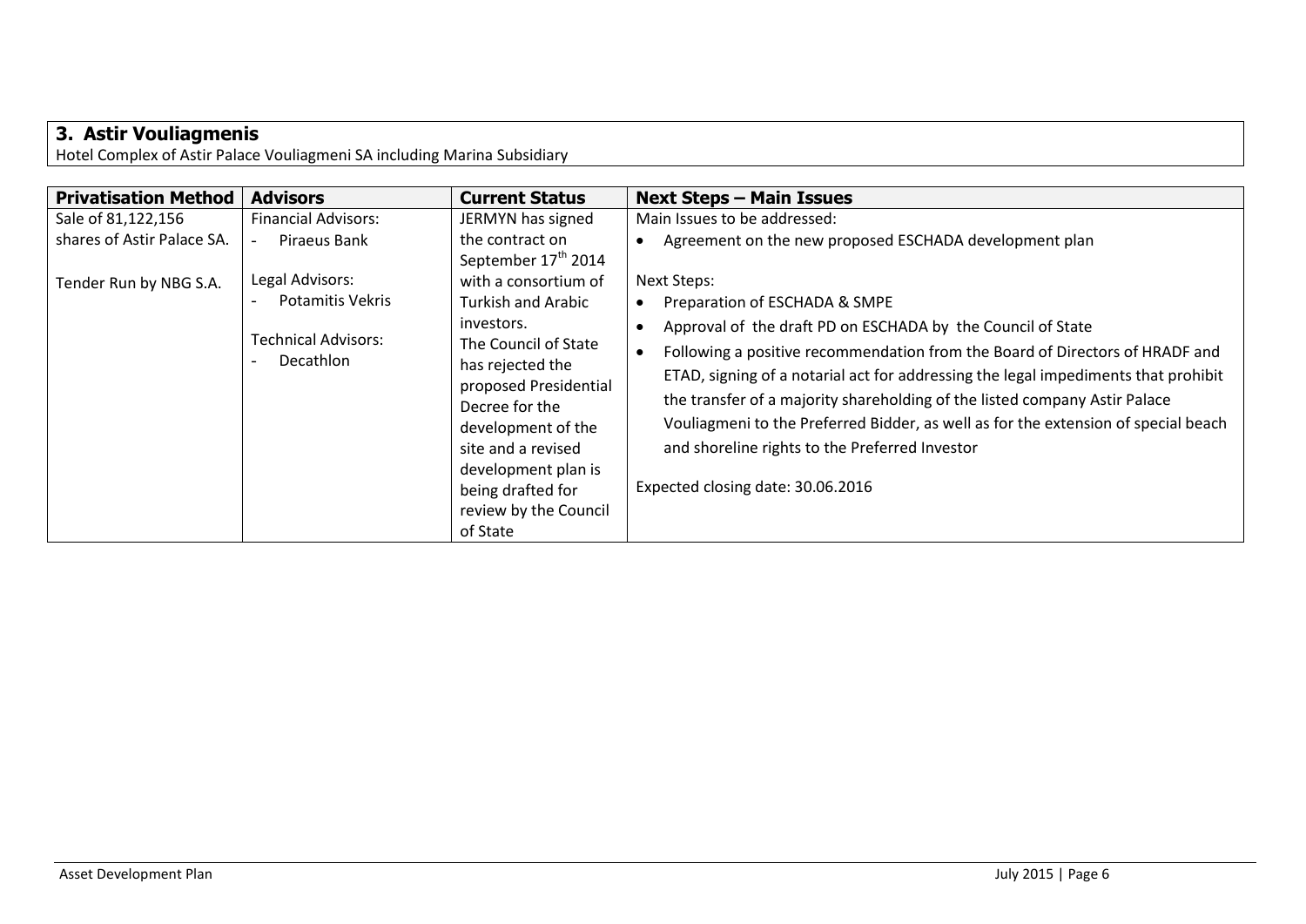## 3. Astir Vouliagmenis

Hotel Complex of Astir Palace Vouliagmeni SA including Marina Subsidiary

| Privatisation Method | Advisors | Current Status | Next Steps – Main Issues |
|---|---|---|---|
| Sale of 81,122,156 shares of Astir Palace SA.<br><br>Tender Run by NBG S.A. | Financial Advisors:<br>- Piraeus Bank<br><br>Legal Advisors:<br>- Potamitis Vekris<br><br>Technical Advisors:<br>- Decathlon | JERMYN has signed the contract on September 17th 2014 with a consortium of Turkish and Arabic investors.<br>The Council of State has rejected the proposed Presidential Decree for the development of the site and a revised development plan is being drafted for review by the Council of State | Main Issues to be addressed:<br>• Agreement on the new proposed ESCHADA development plan<br><br>Next Steps:<br>• Preparation of ESCHADA & SMPE<br>• Approval of the draft PD on ESCHADA by the Council of State<br>• Following a positive recommendation from the Board of Directors of HRADF and ETAD, signing of a notarial act for addressing the legal impediments that prohibit the transfer of a majority shareholding of the listed company Astir Palace Vouliagmeni to the Preferred Bidder, as well as for the extension of special beach and shoreline rights to the Preferred Investor<br><br>Expected closing date: 30.06.2016 |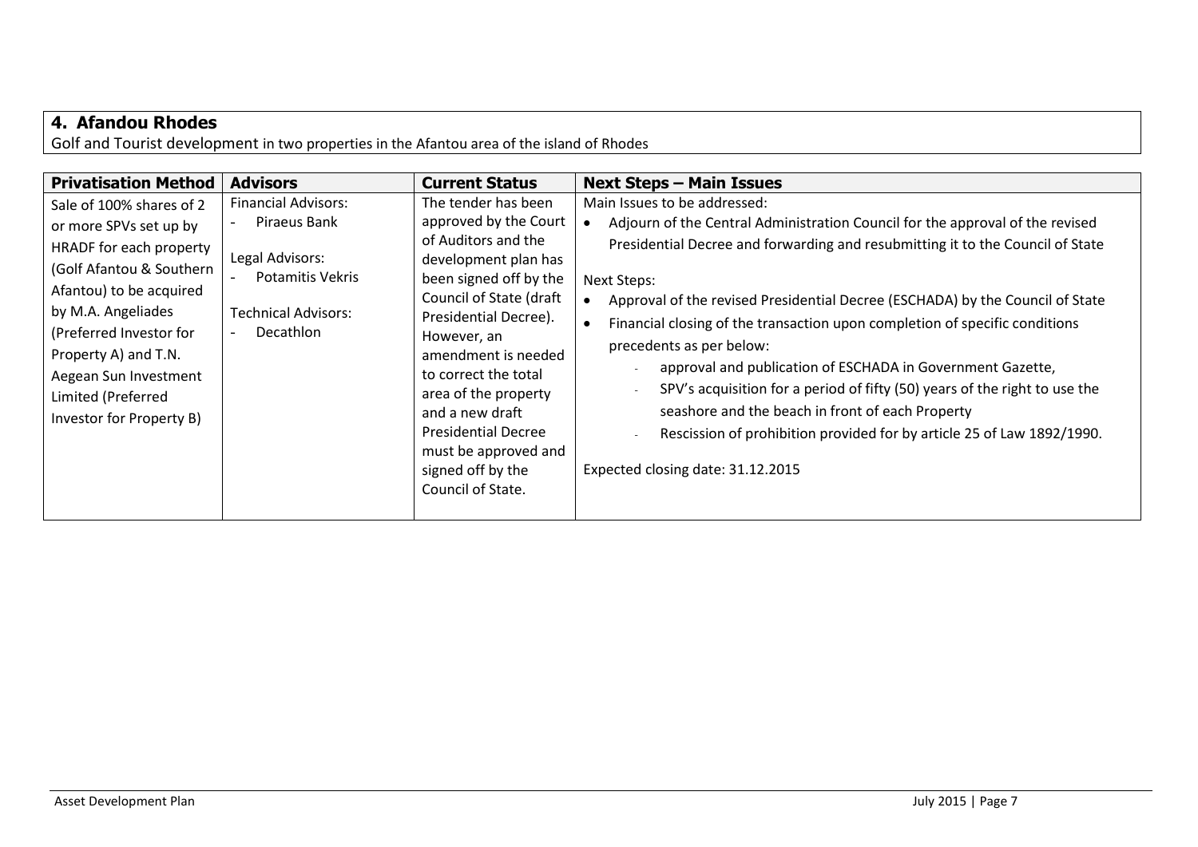## 4. Afandou Rhodes

Golf and Tourist development in two properties in the Afantou area of the island of Rhodes

| Privatisation Method | Advisors | Current Status | Next Steps – Main Issues |
|---|---|---|---|
| Sale of 100% shares of 2 or more SPVs set up by HRADF for each property (Golf Afantou & Southern Afantou) to be acquired by M.A. Angeliades (Preferred Investor for Property A) and T.N. Aegean Sun Investment Limited (Preferred Investor for Property B) | Financial Advisors:<br>- Piraeus Bank<br><br>Legal Advisors:<br>- Potamitis Vekris<br><br>Technical Advisors:<br>- Decathlon | The tender has been approved by the Court of Auditors and the development plan has been signed off by the Council of State (draft Presidential Decree). However, an amendment is needed to correct the total area of the property and a new draft Presidential Decree must be approved and signed off by the Council of State. | Main Issues to be addressed:<br>• Adjourn of the Central Administration Council for the approval of the revised Presidential Decree and forwarding and resubmitting it to the Council of State<br><br>Next Steps:<br>• Approval of the revised Presidential Decree (ESCHADA) by the Council of State<br>• Financial closing of the transaction upon completion of specific conditions precedents as per below:<br>- approval and publication of ESCHADA in Government Gazette,<br>- SPV's acquisition for a period of fifty (50) years of the right to use the seashore and the beach in front of each Property<br>- Rescission of prohibition provided for by article 25 of Law 1892/1990.<br><br>Expected closing date: 31.12.2015 |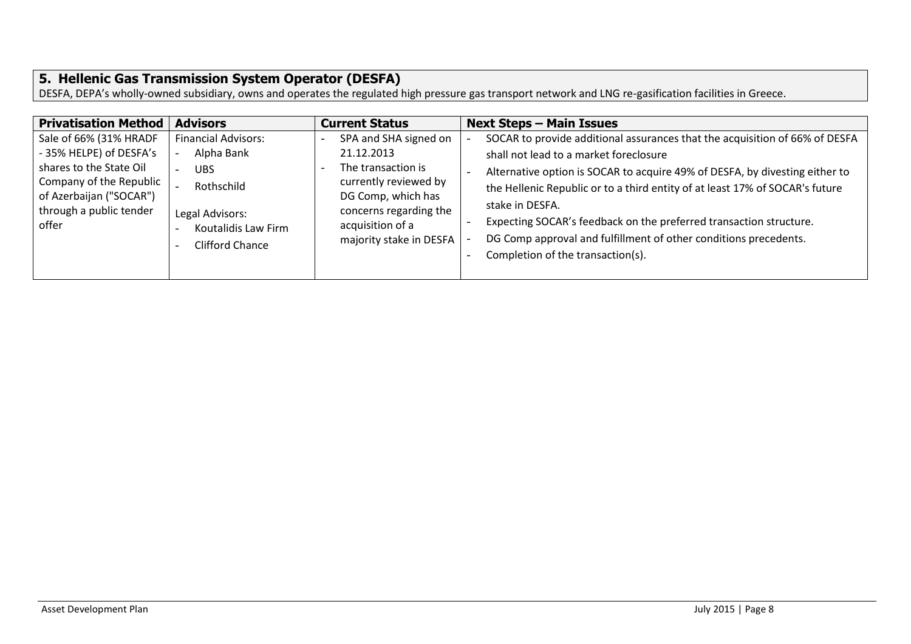## 5. Hellenic Gas Transmission System Operator (DESFA)

DESFA, DEPA's wholly-owned subsidiary, owns and operates the regulated high pressure gas transport network and LNG re-gasification facilities in Greece.

| Privatisation Method | Advisors | Current Status | Next Steps – Main Issues |
|---|---|---|---|
| Sale of 66% (31% HRADF - 35% HELPE) of DESFA's shares to the State Oil Company of the Republic of Azerbaijan ("SOCAR") through a public tender offer | Financial Advisors:<br>- Alpha Bank<br>- UBS<br>- Rothschild<br><br>Legal Advisors:<br>- Koutalidis Law Firm<br>- Clifford Chance | - SPA and SHA signed on 21.12.2013<br>- The transaction is currently reviewed by DG Comp, which has concerns regarding the acquisition of a majority stake in DESFA | - SOCAR to provide additional assurances that the acquisition of 66% of DESFA shall not lead to a market foreclosure<br>- Alternative option is SOCAR to acquire 49% of DESFA, by divesting either to the Hellenic Republic or to a third entity of at least 17% of SOCAR's future stake in DESFA.<br>- Expecting SOCAR's feedback on the preferred transaction structure.<br>- DG Comp approval and fulfillment of other conditions precedents.<br>- Completion of the transaction(s). |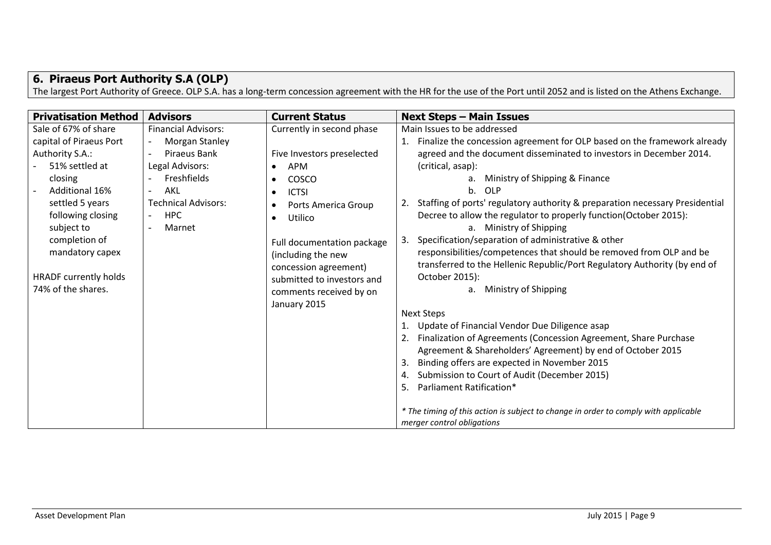## 6. Piraeus Port Authority S.A (OLP)

The largest Port Authority of Greece. OLP S.A. has a long-term concession agreement with the HR for the use of the Port until 2052 and is listed on the Athens Exchange.

| Privatisation Method | Advisors | Current Status | Next Steps – Main Issues |
|---|---|---|---|
| Sale of 67% of share capital of Piraeus Port Authority S.A.:<br>- 51% settled at closing<br>- Additional 16% settled 5 years following closing subject to completion of mandatory capex<br><br>HRADF currently holds 74% of the shares. | Financial Advisors:<br>- Morgan Stanley<br>- Piraeus Bank<br>Legal Advisors:<br>- Freshfields<br>- AKL<br>Technical Advisors:<br>- HPC<br>- Marnet | Currently in second phase<br><br>Five Investors preselected<br>• APM<br>• COSCO<br>• ICTSI<br>• Ports America Group<br>• Utilico<br><br>Full documentation package (including the new concession agreement) submitted to investors and comments received by on January 2015 | Main Issues to be addressed<br>1. Finalize the concession agreement for OLP based on the framework already agreed and the document disseminated to investors in December 2014. (critical, asap):<br>a. Ministry of Shipping & Finance<br>b. OLP<br>2. Staffing of ports' regulatory authority & preparation necessary Presidential Decree to allow the regulator to properly function(October 2015):<br>a. Ministry of Shipping<br>3. Specification/separation of administrative & other responsibilities/competences that should be removed from OLP and be transferred to the Hellenic Republic/Port Regulatory Authority (by end of October 2015):<br>a. Ministry of Shipping<br><br>Next Steps<br>1. Update of Financial Vendor Due Diligence asap<br>2. Finalization of Agreements (Concession Agreement, Share Purchase Agreement & Shareholders' Agreement) by end of October 2015<br>3. Binding offers are expected in November 2015<br>4. Submission to Court of Audit (December 2015)<br>5. Parliament Ratification*<br><br>*\* The timing of this action is subject to change in order to comply with applicable merger control obligations* |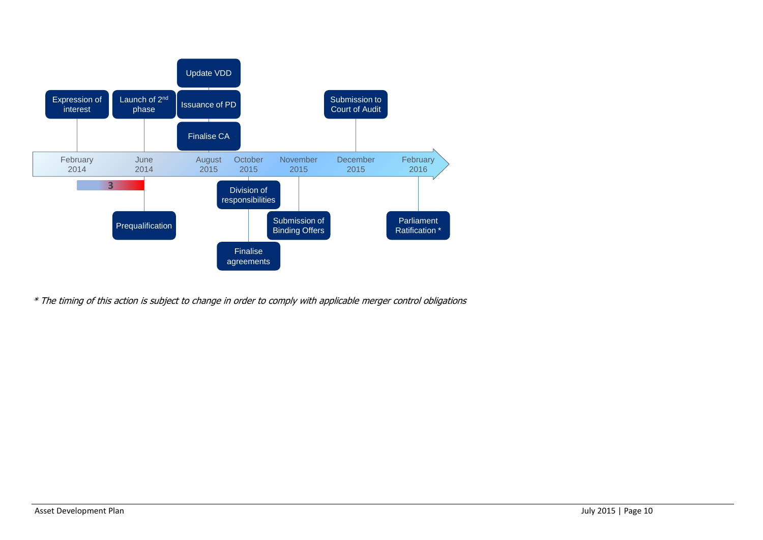| Date | Milestone |
|---|---|
| February 2014 | Expression of interest |
| June 2014 | Launch of 2nd phase; Prequalification |
| August 2015 | Update VDD; Issuance of PD; Finalise CA |
| October 2015 | Division of responsibilities; Finalise agreements |
| November 2015 | Submission of Binding Offers |
| December 2015 | Submission to Court of Audit |
| February 2016 | Parliament Ratification * |

3

*\* The timing of this action is subject to change in order to comply with applicable merger control obligations*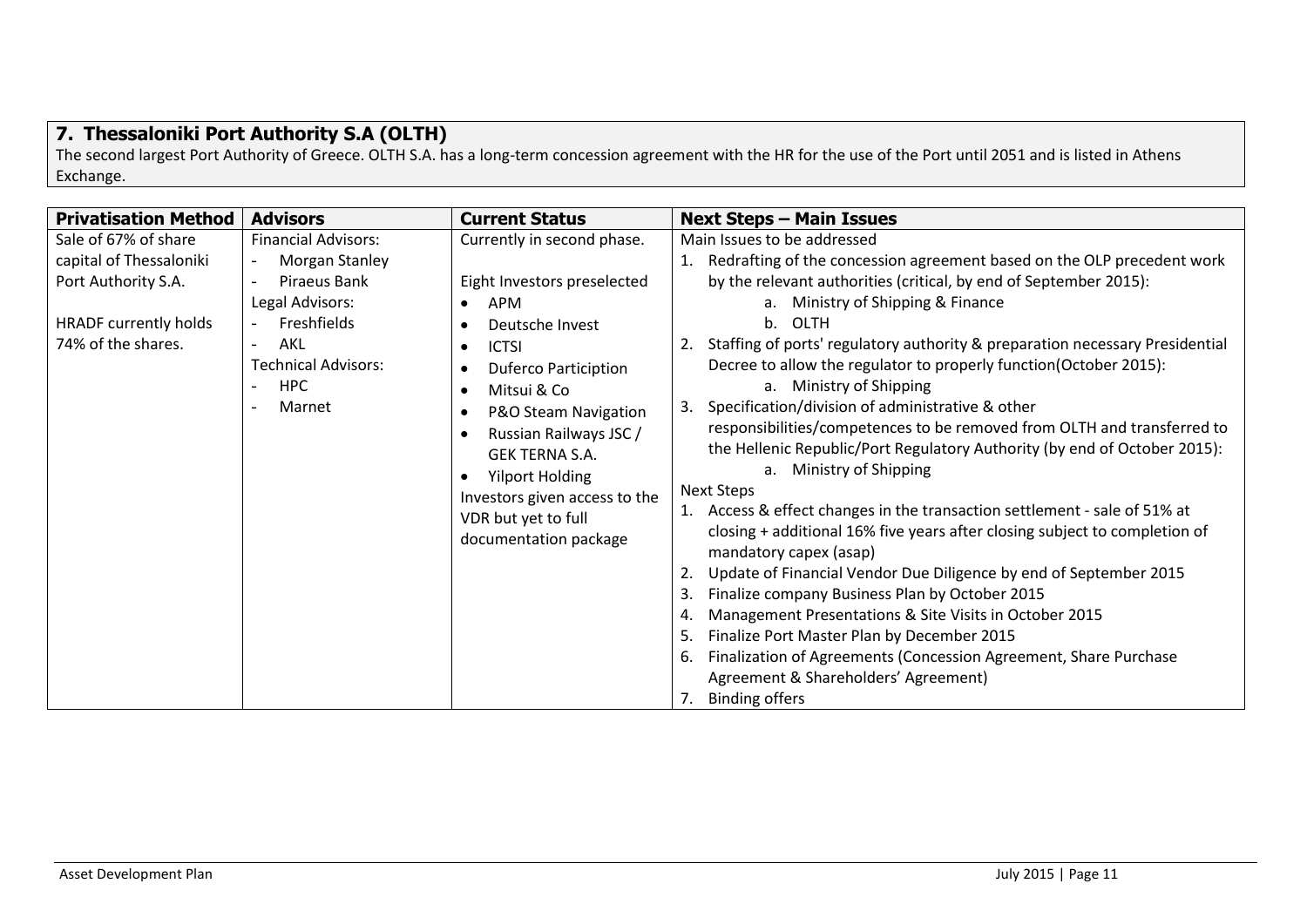## 7. Thessaloniki Port Authority S.A (OLTH)

The second largest Port Authority of Greece. OLTH S.A. has a long-term concession agreement with the HR for the use of the Port until 2051 and is listed in Athens Exchange.

| Privatisation Method | Advisors | Current Status | Next Steps – Main Issues |
|---|---|---|---|
| Sale of 67% of share capital of Thessaloniki Port Authority S.A.<br><br>HRADF currently holds 74% of the shares. | Financial Advisors:<br>- Morgan Stanley<br>- Piraeus Bank<br>Legal Advisors:<br>- Freshfields<br>- AKL<br>Technical Advisors:<br>- HPC<br>- Marnet | Currently in second phase.<br><br>Eight Investors preselected<br>• APM<br>• Deutsche Invest<br>• ICTSI<br>• Duferco Particiption<br>• Mitsui & Co<br>• P&O Steam Navigation<br>• Russian Railways JSC / GEK TERNA S.A.<br>• Yilport Holding<br>Investors given access to the VDR but yet to full documentation package | Main Issues to be addressed<br>1. Redrafting of the concession agreement based on the OLP precedent work by the relevant authorities (critical, by end of September 2015):<br>a. Ministry of Shipping & Finance<br>b. OLTH<br>2. Staffing of ports' regulatory authority & preparation necessary Presidential Decree to allow the regulator to properly function(October 2015):<br>a. Ministry of Shipping<br>3. Specification/division of administrative & other responsibilities/competences to be removed from OLTH and transferred to the Hellenic Republic/Port Regulatory Authority (by end of October 2015):<br>a. Ministry of Shipping<br>Next Steps<br>1. Access & effect changes in the transaction settlement - sale of 51% at closing + additional 16% five years after closing subject to completion of mandatory capex (asap)<br>2. Update of Financial Vendor Due Diligence by end of September 2015<br>3. Finalize company Business Plan by October 2015<br>4. Management Presentations & Site Visits in October 2015<br>5. Finalize Port Master Plan by December 2015<br>6. Finalization of Agreements (Concession Agreement, Share Purchase Agreement & Shareholders' Agreement)<br>7. Binding offers |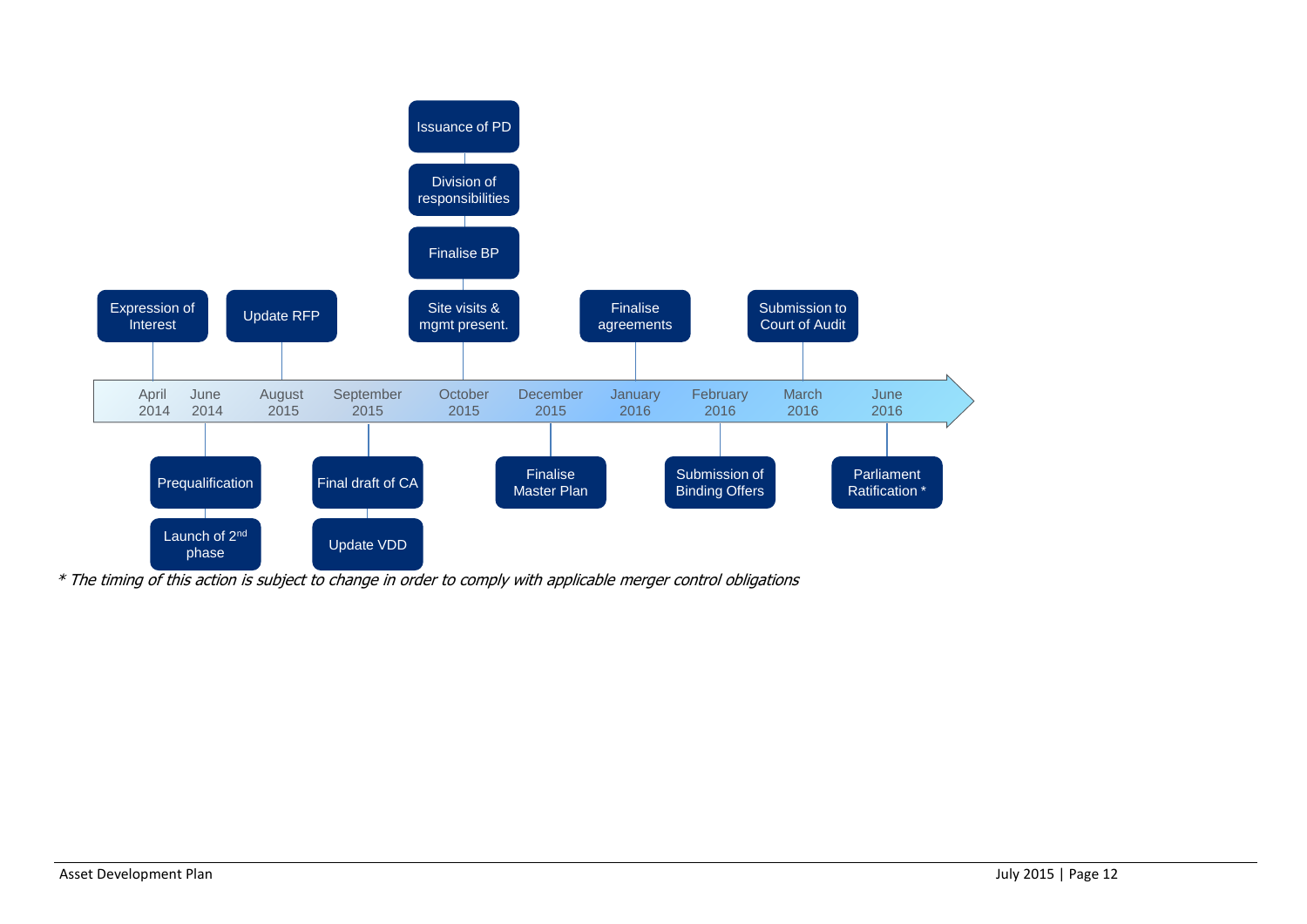| Date | Action |
| --- | --- |
| April 2014 | Expression of Interest |
| June 2014 | Prequalification; Launch of 2nd phase |
| August 2015 | Update RFP |
| September 2015 | Final draft of CA; Update VDD |
| October 2015 | Site visits & mgmt present.; Finalise BP; Division of responsibilities; Issuance of PD |
| December 2015 | Finalise Master Plan |
| January 2016 | Finalise agreements |
| February 2016 | Submission of Binding Offers |
| March 2016 | Submission to Court of Audit |
| June 2016 | Parliament Ratification * |

*\* The timing of this action is subject to change in order to comply with applicable merger control obligations*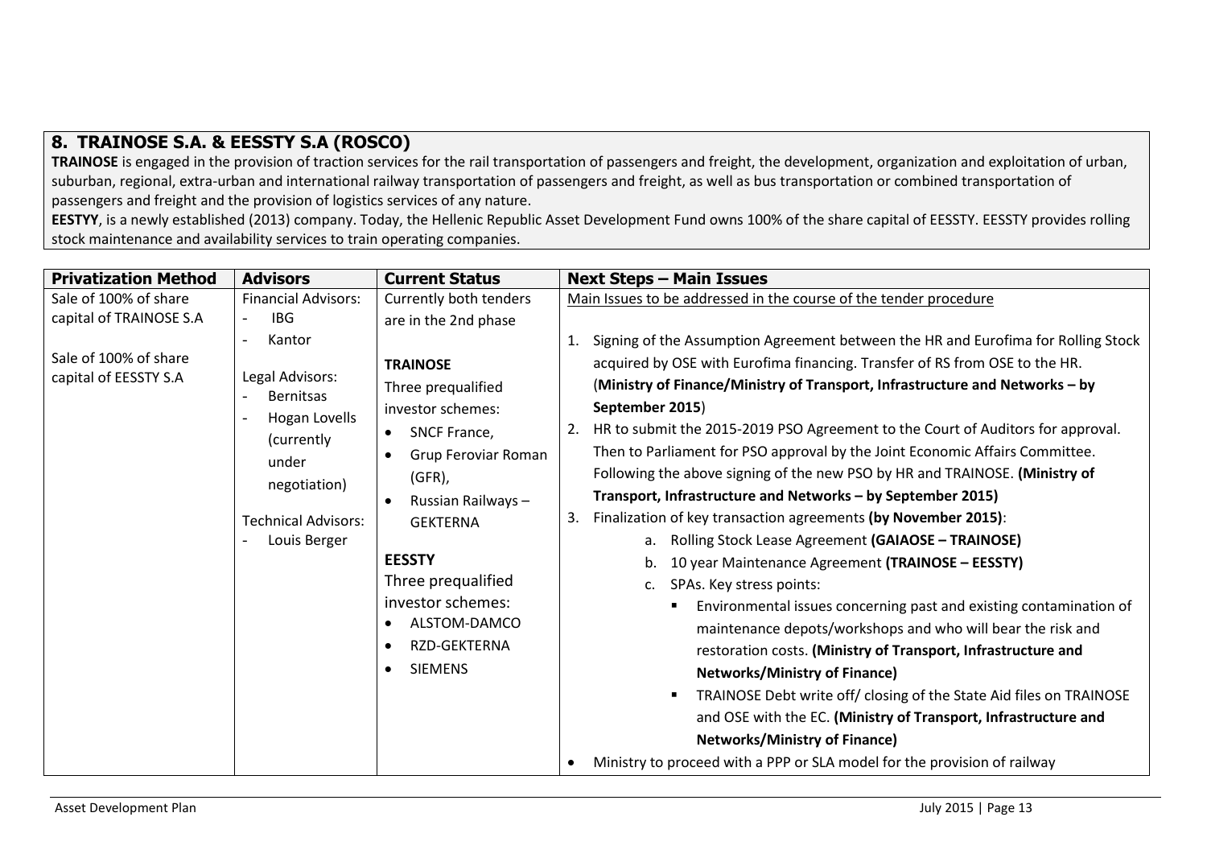## 8. TRAINOSE S.A. & EESSTY S.A (ROSCO)

**TRAINOSE** is engaged in the provision of traction services for the rail transportation of passengers and freight, the development, organization and exploitation of urban, suburban, regional, extra-urban and international railway transportation of passengers and freight, as well as bus transportation or combined transportation of passengers and freight and the provision of logistics services of any nature.

**EESTYY**, is a newly established (2013) company. Today, the Hellenic Republic Asset Development Fund owns 100% of the share capital of EESSTY. EESSTY provides rolling stock maintenance and availability services to train operating companies.

| Privatization Method | Advisors | Current Status | Next Steps – Main Issues |
|---|---|---|---|
| Sale of 100% of share capital of TRAINOSE S.A<br><br>Sale of 100% of share capital of EESSTY S.A | Financial Advisors:<br>- IBG<br>- Kantor<br><br>Legal Advisors:<br>- Bernitsas<br>- Hogan Lovells (currently under negotiation)<br><br>Technical Advisors:<br>- Louis Berger | Currently both tenders are in the 2nd phase<br><br>**TRAINOSE**<br>Three prequalified investor schemes:<br>• SNCF France,<br>• Grup Feroviar Roman (GFR),<br>• Russian Railways – GEKTERNA<br><br>**EESSTY**<br>Three prequalified investor schemes:<br>• ALSTOM-DAMCO<br>• RZD-GEKTERNA<br>• SIEMENS | Main Issues to be addressed in the course of the tender procedure<br><br>1. Signing of the Assumption Agreement between the HR and Eurofima for Rolling Stock acquired by OSE with Eurofima financing. Transfer of RS from OSE to the HR. (**Ministry of Finance/Ministry of Transport, Infrastructure and Networks – by September 2015**)<br>2. HR to submit the 2015-2019 PSO Agreement to the Court of Auditors for approval. Then to Parliament for PSO approval by the Joint Economic Affairs Committee. Following the above signing of the new PSO by HR and TRAINOSE. **(Ministry of Transport, Infrastructure and Networks – by September 2015)**<br>3. Finalization of key transaction agreements **(by November 2015)**:<br>a. Rolling Stock Lease Agreement **(GAIAOSE – TRAINOSE)**<br>b. 10 year Maintenance Agreement **(TRAINOSE – EESSTY)**<br>c. SPAs. Key stress points:<br>▪ Environmental issues concerning past and existing contamination of maintenance depots/workshops and who will bear the risk and restoration costs. **(Ministry of Transport, Infrastructure and Networks/Ministry of Finance)**<br>▪ TRAINOSE Debt write off/ closing of the State Aid files on TRAINOSE and OSE with the EC. **(Ministry of Transport, Infrastructure and Networks/Ministry of Finance)**<br>• Ministry to proceed with a PPP or SLA model for the provision of railway |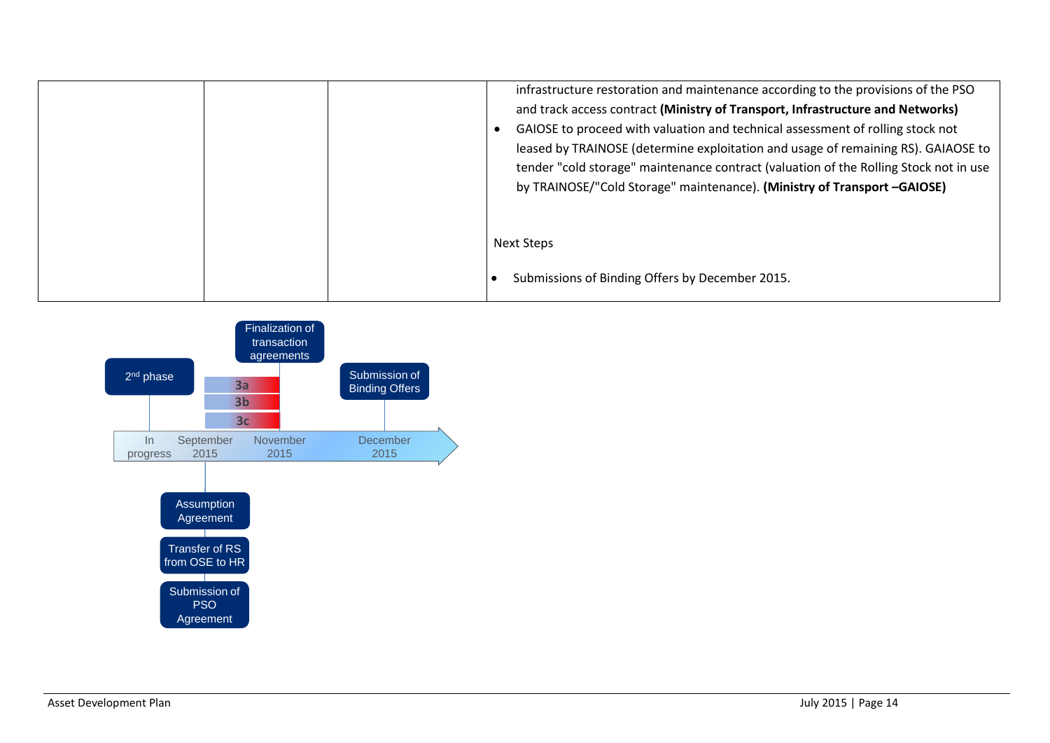| | | | infrastructure restoration and maintenance according to the provisions of the PSO and track access contract **(Ministry of Transport, Infrastructure and Networks)**<br>• GAIOSE to proceed with valuation and technical assessment of rolling stock not leased by TRAINOSE (determine exploitation and usage of remaining RS). GAIAOSE to tender "cold storage" maintenance contract (valuation of the Rolling Stock not in use by TRAINOSE/"Cold Storage" maintenance). **(Ministry of Transport –GAIOSE)**<br><br>Next Steps<br><br>• Submissions of Binding Offers by December 2015. |
|---|---|---|---|

2nd phase

Finalization of transaction agreements

Submission of Binding Offers

3a

3b

3c

In progress | September 2015 | November 2015 | December 2015

Assumption Agreement

Transfer of RS from OSE to HR

Submission of PSO Agreement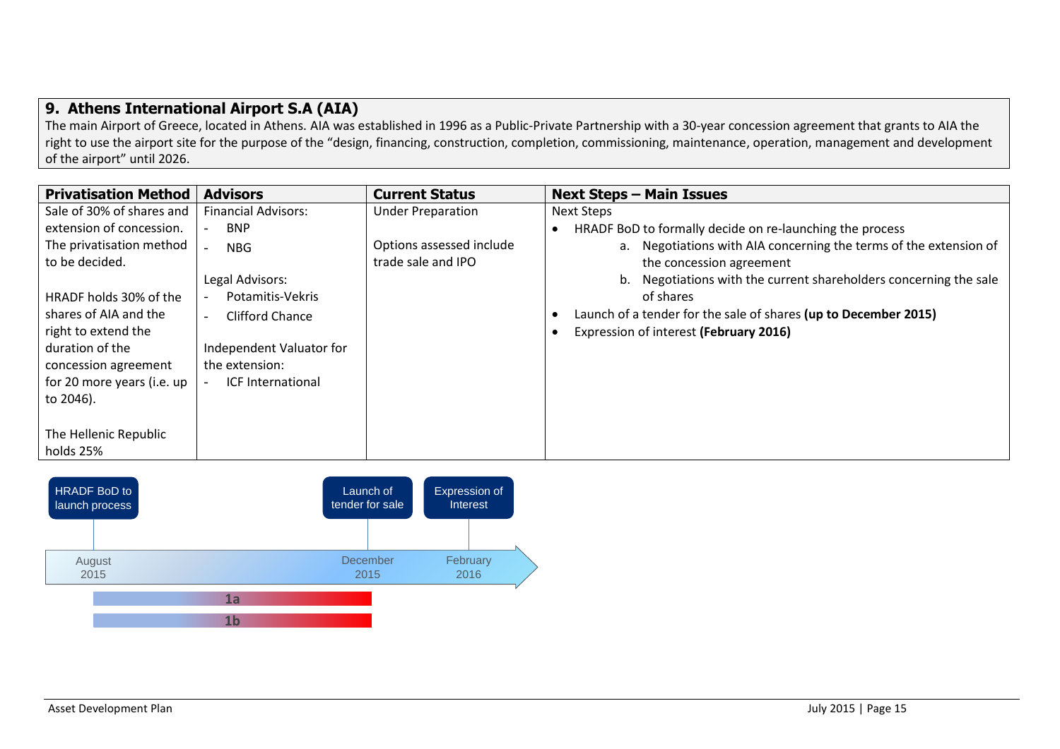## 9. Athens International Airport S.A (AIA)

The main Airport of Greece, located in Athens. AIA was established in 1996 as a Public-Private Partnership with a 30-year concession agreement that grants to AIA the right to use the airport site for the purpose of the "design, financing, construction, completion, commissioning, maintenance, operation, management and development of the airport" until 2026.

| Privatisation Method | Advisors | Current Status | Next Steps – Main Issues |
|---|---|---|---|
| Sale of 30% of shares and extension of concession. The privatisation method to be decided.<br><br>HRADF holds 30% of the shares of AIA and the right to extend the duration of the concession agreement for 20 more years (i.e. up to 2046).<br><br>The Hellenic Republic holds 25% | Financial Advisors:<br>- BNP<br>- NBG<br><br>Legal Advisors:<br>- Potamitis-Vekris<br>- Clifford Chance<br><br>Independent Valuator for the extension:<br>- ICF International | Under Preparation<br><br>Options assessed include trade sale and IPO | Next Steps<br>• HRADF BoD to formally decide on re-launching the process<br>a. Negotiations with AIA concerning the terms of the extension of the concession agreement<br>b. Negotiations with the current shareholders concerning the sale of shares<br>• Launch of a tender for the sale of shares **(up to December 2015)**<br>• Expression of interest **(February 2016)** |

Timeline:

- August 2015: HRADF BoD to launch process
- December 2015: Launch of tender for sale
- February 2016: Expression of Interest
- 1a: August 2015 – December 2015
- 1b: August 2015 – December 2015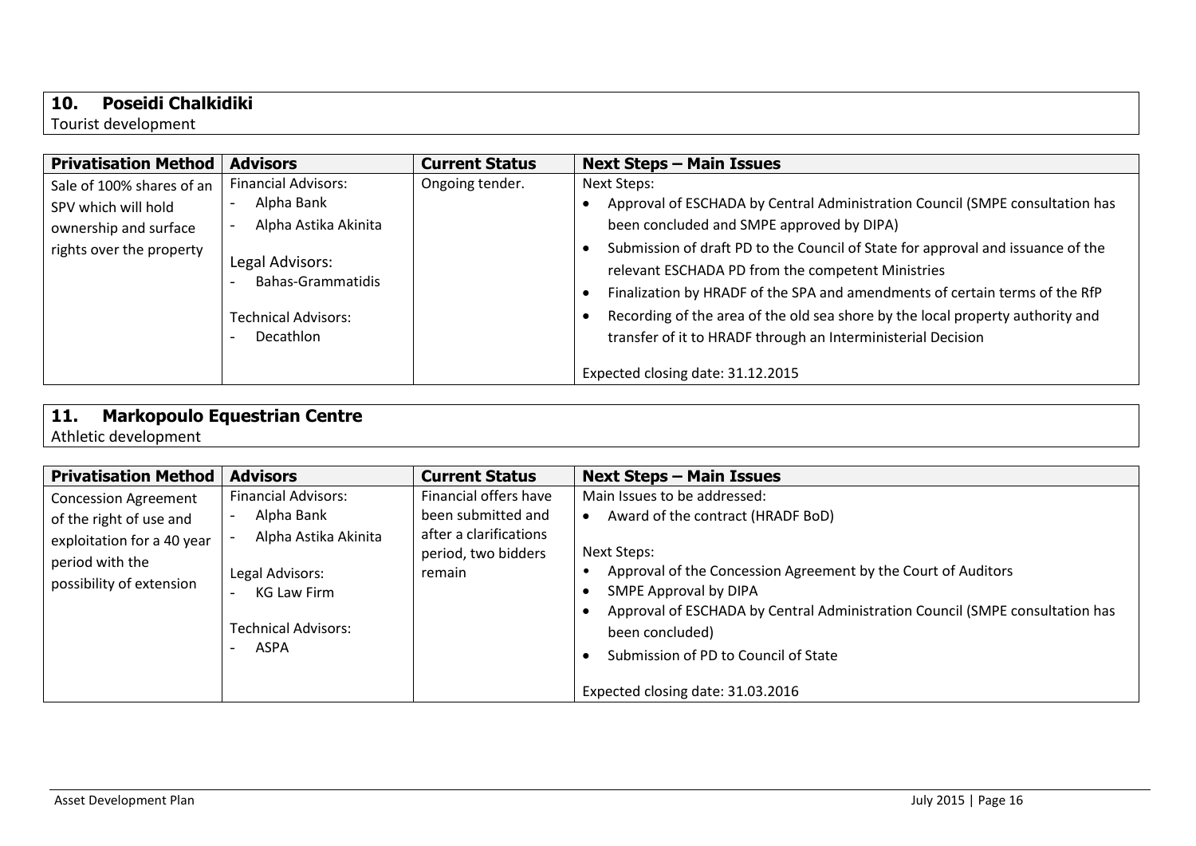## 10. Poseidi Chalkidiki

Tourist development

| Privatisation Method | Advisors | Current Status | Next Steps – Main Issues |
|---|---|---|---|
| Sale of 100% shares of an SPV which will hold ownership and surface rights over the property | Financial Advisors:<br>- Alpha Bank<br>- Alpha Astika Akinita<br><br>Legal Advisors:<br>- Bahas-Grammatidis<br><br>Technical Advisors:<br>- Decathlon | Ongoing tender. | Next Steps:<br>• Approval of ESCHADA by Central Administration Council (SMPE consultation has been concluded and SMPE approved by DIPA)<br>• Submission of draft PD to the Council of State for approval and issuance of the relevant ESCHADA PD from the competent Ministries<br>• Finalization by HRADF of the SPA and amendments of certain terms of the RfP<br>• Recording of the area of the old sea shore by the local property authority and transfer of it to HRADF through an Interministerial Decision<br><br>Expected closing date: 31.12.2015 |

## 11. Markopoulo Equestrian Centre

Athletic development

| Privatisation Method | Advisors | Current Status | Next Steps – Main Issues |
|---|---|---|---|
| Concession Agreement of the right of use and exploitation for a 40 year period with the possibility of extension | Financial Advisors:<br>- Alpha Bank<br>- Alpha Astika Akinita<br><br>Legal Advisors:<br>- KG Law Firm<br><br>Technical Advisors:<br>- ASPA | Financial offers have been submitted and after a clarifications period, two bidders remain | Main Issues to be addressed:<br>• Award of the contract (HRADF BoD)<br><br>Next Steps:<br>• Approval of the Concession Agreement by the Court of Auditors<br>• SMPE Approval by DIPA<br>• Approval of ESCHADA by Central Administration Council (SMPE consultation has been concluded)<br>• Submission of PD to Council of State<br><br>Expected closing date: 31.03.2016 |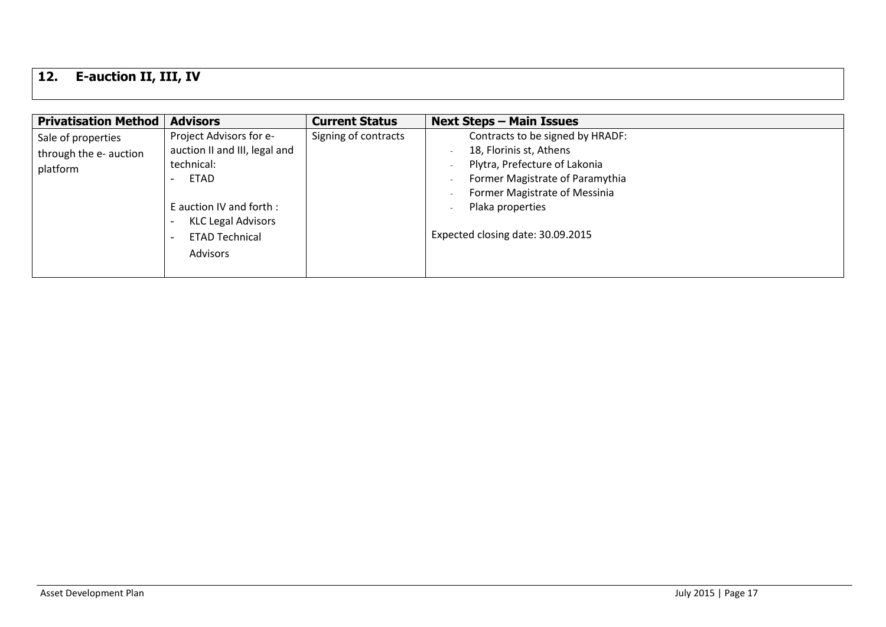## 12. E-auction II, III, IV

| Privatisation Method | Advisors | Current Status | Next Steps – Main Issues |
|---|---|---|---|
| Sale of properties through the e- auction platform | Project Advisors for e-auction II and III, legal and technical:<br>- ETAD<br><br>E auction IV and forth :<br>- KLC Legal Advisors<br>- ETAD Technical Advisors | Signing of contracts | Contracts to be signed by HRADF:<br>- 18, Florinis st, Athens<br>- Plytra, Prefecture of Lakonia<br>- Former Magistrate of Paramythia<br>- Former Magistrate of Messinia<br>- Plaka properties<br><br>Expected closing date: 30.09.2015 |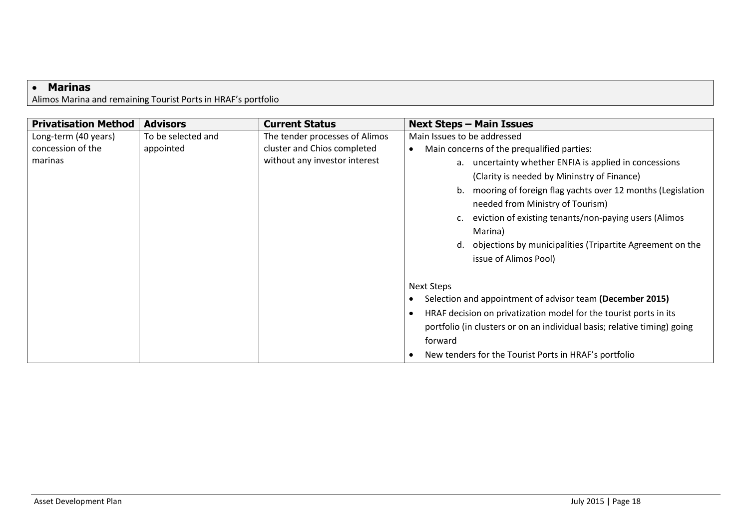- **Marinas**

Alimos Marina and remaining Tourist Ports in HRAF's portfolio

| Privatisation Method | Advisors | Current Status | Next Steps – Main Issues |
|---|---|---|---|
| Long-term (40 years) concession of the marinas | To be selected and appointed | The tender processes of Alimos cluster and Chios completed without any investor interest | Main Issues to be addressed<br>• Main concerns of the prequalified parties:<br>a. uncertainty whether ENFIA is applied in concessions (Clarity is needed by Mininstry of Finance)<br>b. mooring of foreign flag yachts over 12 months (Legislation needed from Ministry of Tourism)<br>c. eviction of existing tenants/non-paying users (Alimos Marina)<br>d. objections by municipalities (Tripartite Agreement on the issue of Alimos Pool)<br><br>Next Steps<br>• Selection and appointment of advisor team **(December 2015)**<br>• HRAF decision on privatization model for the tourist ports in its portfolio (in clusters or on an individual basis; relative timing) going forward<br>• New tenders for the Tourist Ports in HRAF's portfolio |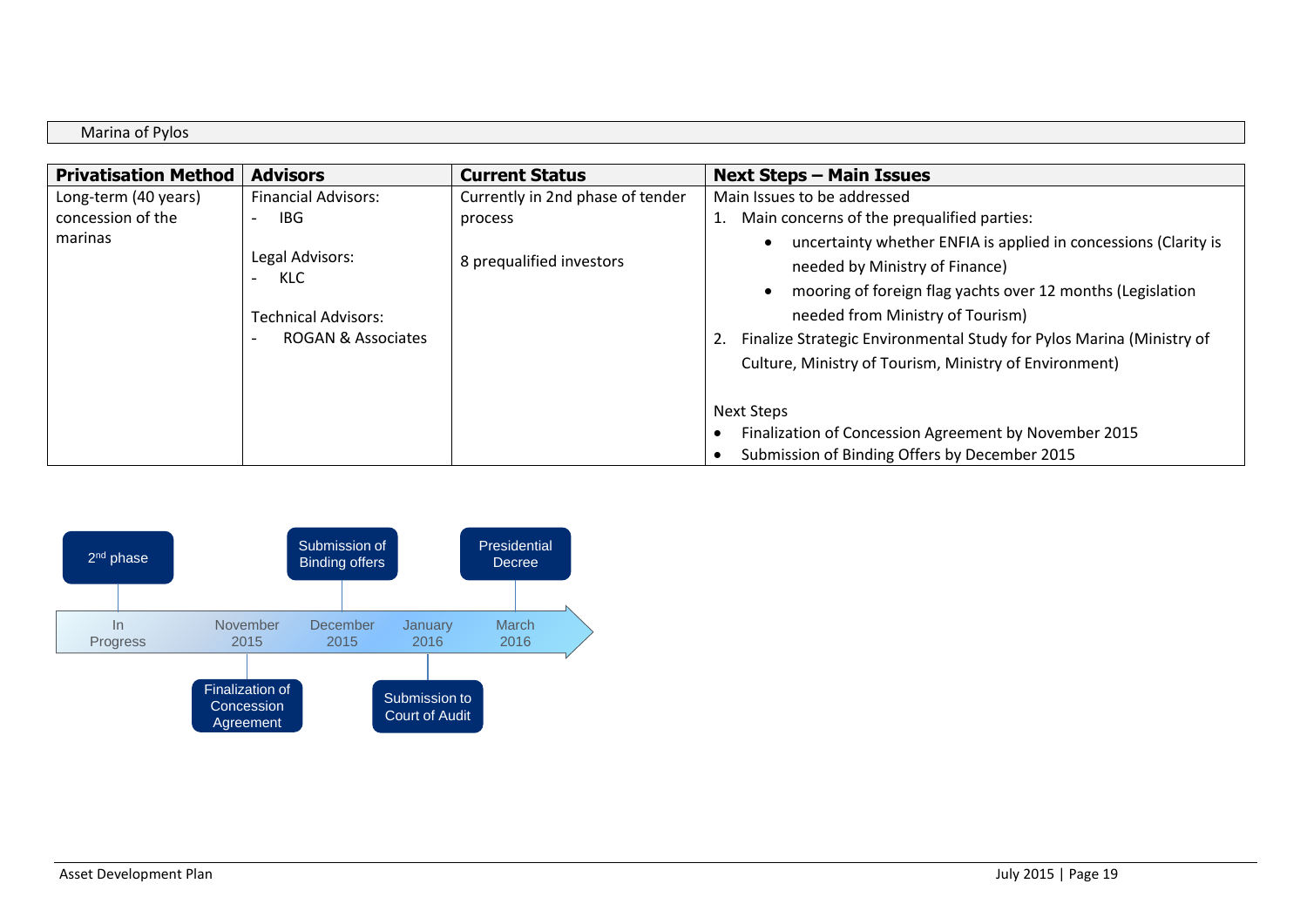Marina of Pylos

| Privatisation Method | Advisors | Current Status | Next Steps – Main Issues |
|---|---|---|---|
| Long-term (40 years) concession of the marinas | Financial Advisors:<br>- IBG<br><br>Legal Advisors:<br>- KLC<br><br>Technical Advisors:<br>- ROGAN & Associates | Currently in 2nd phase of tender process<br><br>8 prequalified investors | Main Issues to be addressed<br>1. Main concerns of the prequalified parties:<br>• uncertainty whether ENFIA is applied in concessions (Clarity is needed by Ministry of Finance)<br>• mooring of foreign flag yachts over 12 months (Legislation needed from Ministry of Tourism)<br>2. Finalize Strategic Environmental Study for Pylos Marina (Ministry of Culture, Ministry of Tourism, Ministry of Environment)<br><br>Next Steps<br>• Finalization of Concession Agreement by November 2015<br>• Submission of Binding Offers by December 2015 |

| Timeline | Milestone |
|---|---|
| In Progress | 2nd phase |
| November 2015 | Finalization of Concession Agreement |
| December 2015 | Submission of Binding offers |
| January 2016 | Submission to Court of Audit |
| March 2016 | Presidential Decree |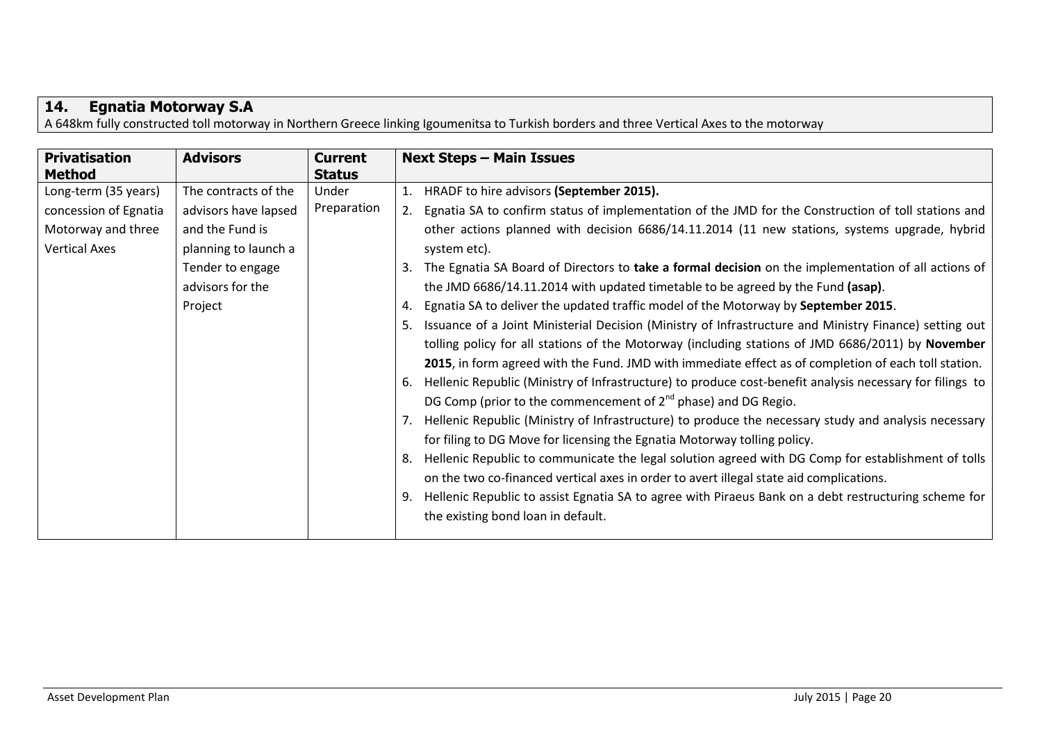## 14. Egnatia Motorway S.A

A 648km fully constructed toll motorway in Northern Greece linking Igoumenitsa to Turkish borders and three Vertical Axes to the motorway

| Privatisation Method | Advisors | Current Status | Next Steps – Main Issues |
|---|---|---|---|
| Long-term (35 years) concession of Egnatia Motorway and three Vertical Axes | The contracts of the advisors have lapsed and the Fund is planning to launch a Tender to engage advisors for the Project | Under Preparation | 1. HRADF to hire advisors **(September 2015).**<br>2. Egnatia SA to confirm status of implementation of the JMD for the Construction of toll stations and other actions planned with decision 6686/14.11.2014 (11 new stations, systems upgrade, hybrid system etc).<br>3. The Egnatia SA Board of Directors to **take a formal decision** on the implementation of all actions of the JMD 6686/14.11.2014 with updated timetable to be agreed by the Fund **(asap)**.<br>4. Egnatia SA to deliver the updated traffic model of the Motorway by **September 2015**.<br>5. Issuance of a Joint Ministerial Decision (Ministry of Infrastructure and Ministry Finance) setting out tolling policy for all stations of the Motorway (including stations of JMD 6686/2011) by **November 2015**, in form agreed with the Fund. JMD with immediate effect as of completion of each toll station.<br>6. Hellenic Republic (Ministry of Infrastructure) to produce cost-benefit analysis necessary for filings to DG Comp (prior to the commencement of 2nd phase) and DG Regio.<br>7. Hellenic Republic (Ministry of Infrastructure) to produce the necessary study and analysis necessary for filing to DG Move for licensing the Egnatia Motorway tolling policy.<br>8. Hellenic Republic to communicate the legal solution agreed with DG Comp for establishment of tolls on the two co-financed vertical axes in order to avert illegal state aid complications.<br>9. Hellenic Republic to assist Egnatia SA to agree with Piraeus Bank on a debt restructuring scheme for the existing bond loan in default. |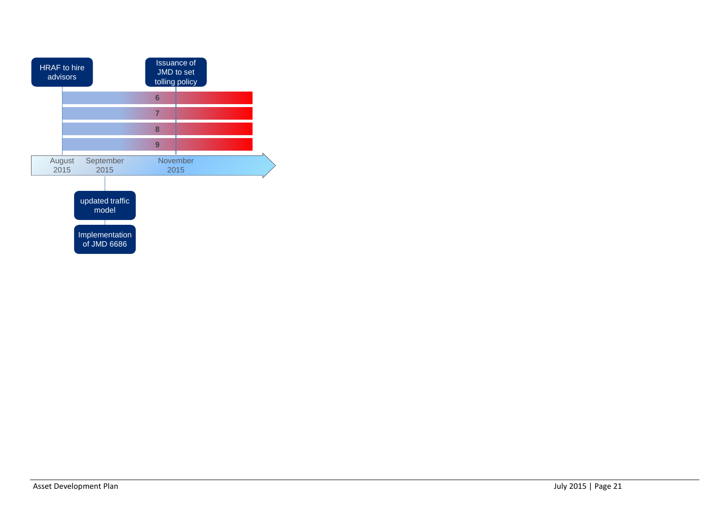HRAF to hire advisors

Issuance of JMD to set tolling policy

6

7

8

9

August 2015

September 2015

November 2015

updated traffic model

Implementation of JMD 6686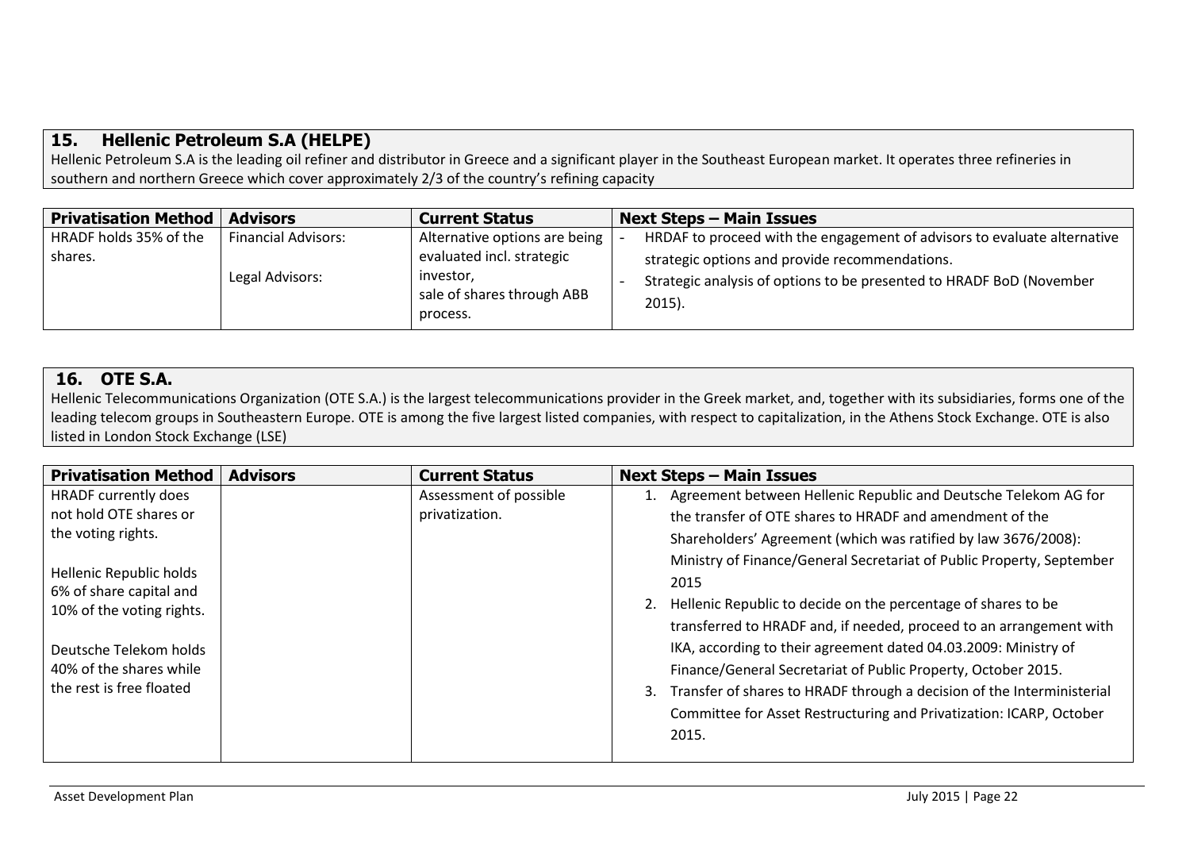## 15. Hellenic Petroleum S.A (HELPE)

Hellenic Petroleum S.A is the leading oil refiner and distributor in Greece and a significant player in the Southeast European market. It operates three refineries in southern and northern Greece which cover approximately 2/3 of the country's refining capacity

| Privatisation Method | Advisors | Current Status | Next Steps – Main Issues |
|---|---|---|---|
| HRADF holds 35% of the shares. | Financial Advisors:<br><br>Legal Advisors: | Alternative options are being evaluated incl. strategic investor,<br>sale of shares through ABB process. | - HRDAF to proceed with the engagement of advisors to evaluate alternative strategic options and provide recommendations.<br>- Strategic analysis of options to be presented to HRADF BoD (November 2015). |

## 16. OTE S.A.

Hellenic Telecommunications Organization (OTE S.A.) is the largest telecommunications provider in the Greek market, and, together with its subsidiaries, forms one of the leading telecom groups in Southeastern Europe. OTE is among the five largest listed companies, with respect to capitalization, in the Athens Stock Exchange. OTE is also listed in London Stock Exchange (LSE)

| Privatisation Method | Advisors | Current Status | Next Steps – Main Issues |
|---|---|---|---|
| HRADF currently does not hold OTE shares or the voting rights.<br><br>Hellenic Republic holds 6% of share capital and 10% of the voting rights.<br><br>Deutsche Telekom holds 40% of the shares while the rest is free floated | | Assessment of possible privatization. | 1. Agreement between Hellenic Republic and Deutsche Telekom AG for the transfer of OTE shares to HRADF and amendment of the Shareholders' Agreement (which was ratified by law 3676/2008): Ministry of Finance/General Secretariat of Public Property, September 2015<br>2. Hellenic Republic to decide on the percentage of shares to be transferred to HRADF and, if needed, proceed to an arrangement with IKA, according to their agreement dated 04.03.2009: Ministry of Finance/General Secretariat of Public Property, October 2015.<br>3. Transfer of shares to HRADF through a decision of the Interministerial Committee for Asset Restructuring and Privatization: ICARP, October 2015. |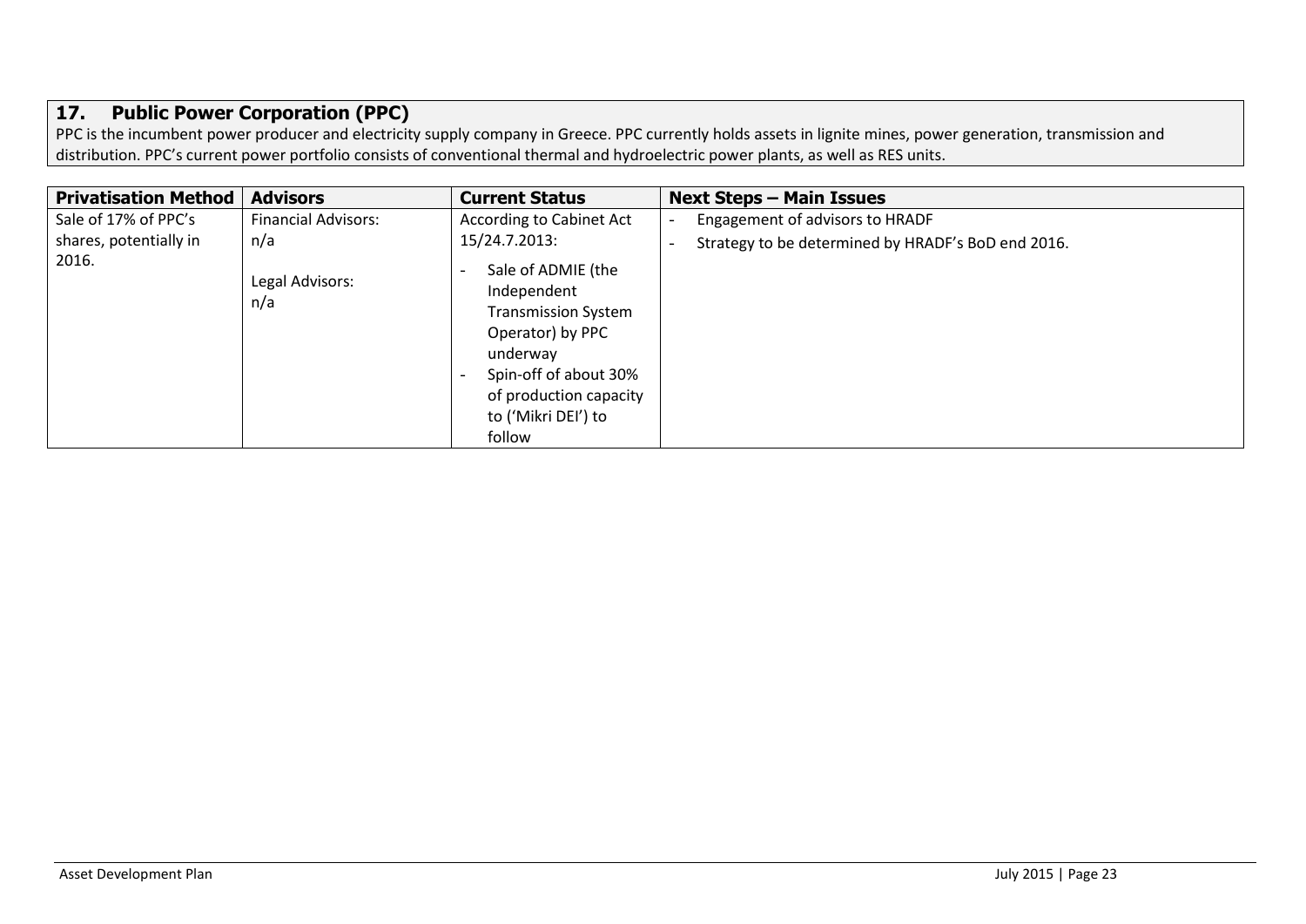## 17. Public Power Corporation (PPC)

PPC is the incumbent power producer and electricity supply company in Greece. PPC currently holds assets in lignite mines, power generation, transmission and distribution. PPC's current power portfolio consists of conventional thermal and hydroelectric power plants, as well as RES units.

| Privatisation Method | Advisors | Current Status | Next Steps – Main Issues |
|---|---|---|---|
| Sale of 17% of PPC's shares, potentially in 2016. | Financial Advisors: n/a<br><br>Legal Advisors: n/a | According to Cabinet Act 15/24.7.2013:<br>- Sale of ADMIE (the Independent Transmission System Operator) by PPC underway<br>- Spin-off of about 30% of production capacity to ('Mikri DEI') to follow | - Engagement of advisors to HRADF<br>- Strategy to be determined by HRADF's BoD end 2016. |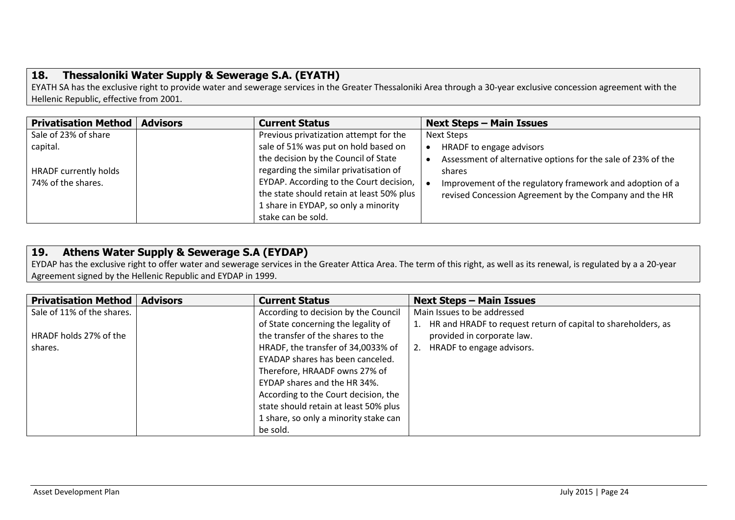## 18. Thessaloniki Water Supply & Sewerage S.A. (EYATH)

EYATH SA has the exclusive right to provide water and sewerage services in the Greater Thessaloniki Area through a 30-year exclusive concession agreement with the Hellenic Republic, effective from 2001.

| Privatisation Method | Advisors | Current Status | Next Steps – Main Issues |
|---|---|---|---|
| Sale of 23% of share capital.<br><br>HRADF currently holds 74% of the shares. | | Previous privatization attempt for the sale of 51% was put on hold based on the decision by the Council of State regarding the similar privatisation of EYDAP. According to the Court decision, the state should retain at least 50% plus 1 share in EYDAP, so only a minority stake can be sold. | Next Steps<br>• HRADF to engage advisors<br>• Assessment of alternative options for the sale of 23% of the shares<br>• Improvement of the regulatory framework and adoption of a revised Concession Agreement by the Company and the HR |

## 19. Athens Water Supply & Sewerage S.A (EYDAP)

EYDAP has the exclusive right to offer water and sewerage services in the Greater Attica Area. The term of this right, as well as its renewal, is regulated by a a 20-year Agreement signed by the Hellenic Republic and EYDAP in 1999.

| Privatisation Method | Advisors | Current Status | Next Steps – Main Issues |
|---|---|---|---|
| Sale of 11% of the shares.<br><br>HRADF holds 27% of the shares. | | According to decision by the Council of State concerning the legality of the transfer of the shares to the HRADF, the transfer of 34,0033% of EYADAP shares has been canceled. Therefore, HRAADF owns 27% of EYDAP shares and the HR 34%. According to the Court decision, the state should retain at least 50% plus 1 share, so only a minority stake can be sold. | Main Issues to be addressed<br>1. HR and HRADF to request return of capital to shareholders, as provided in corporate law.<br>2. HRADF to engage advisors. |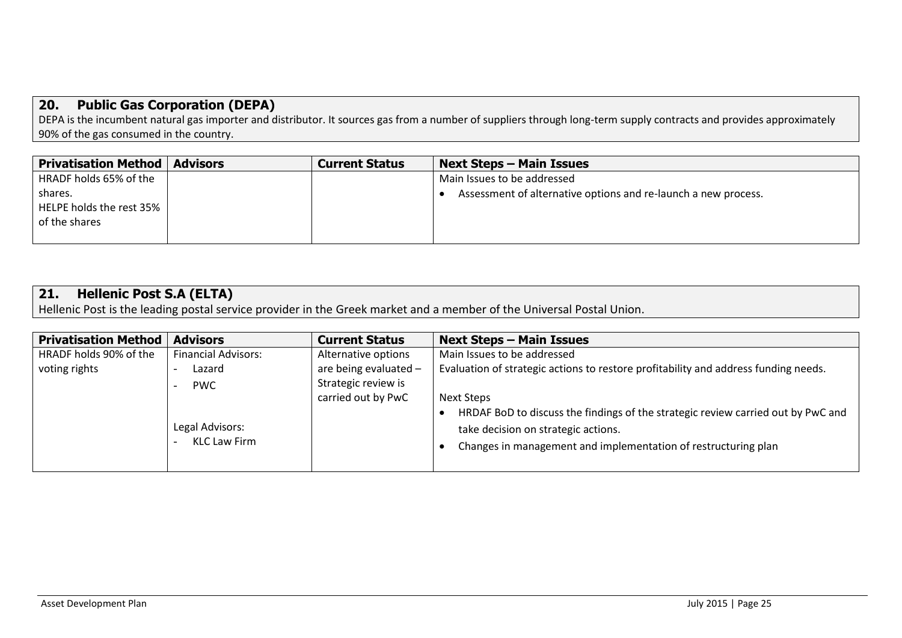## 20. Public Gas Corporation (DEPA)

DEPA is the incumbent natural gas importer and distributor. It sources gas from a number of suppliers through long-term supply contracts and provides approximately 90% of the gas consumed in the country.

| Privatisation Method | Advisors | Current Status | Next Steps – Main Issues |
|---|---|---|---|
| HRADF holds 65% of the shares.<br>HELPE holds the rest 35% of the shares | | | Main Issues to be addressed<br>• Assessment of alternative options and re-launch a new process. |

## 21. Hellenic Post S.A (ELTA)

Hellenic Post is the leading postal service provider in the Greek market and a member of the Universal Postal Union.

| Privatisation Method | Advisors | Current Status | Next Steps – Main Issues |
|---|---|---|---|
| HRADF holds 90% of the voting rights | Financial Advisors:<br>- Lazard<br>- PWC<br><br>Legal Advisors:<br>- KLC Law Firm | Alternative options are being evaluated – Strategic review is carried out by PwC | Main Issues to be addressed<br>Evaluation of strategic actions to restore profitability and address funding needs.<br><br>Next Steps<br>• HRDAF BoD to discuss the findings of the strategic review carried out by PwC and take decision on strategic actions.<br>• Changes in management and implementation of restructuring plan |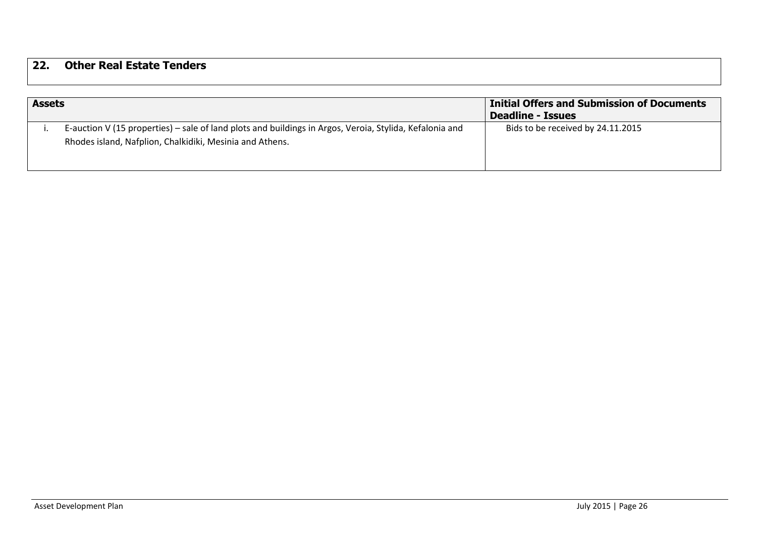## 22. Other Real Estate Tenders

| Assets | Initial Offers and Submission of Documents Deadline - Issues |
|---|---|
| i. E-auction V (15 properties) – sale of land plots and buildings in Argos, Veroia, Stylida, Kefalonia and Rhodes island, Nafplion, Chalkidiki, Mesinia and Athens. | Bids to be received by 24.11.2015 |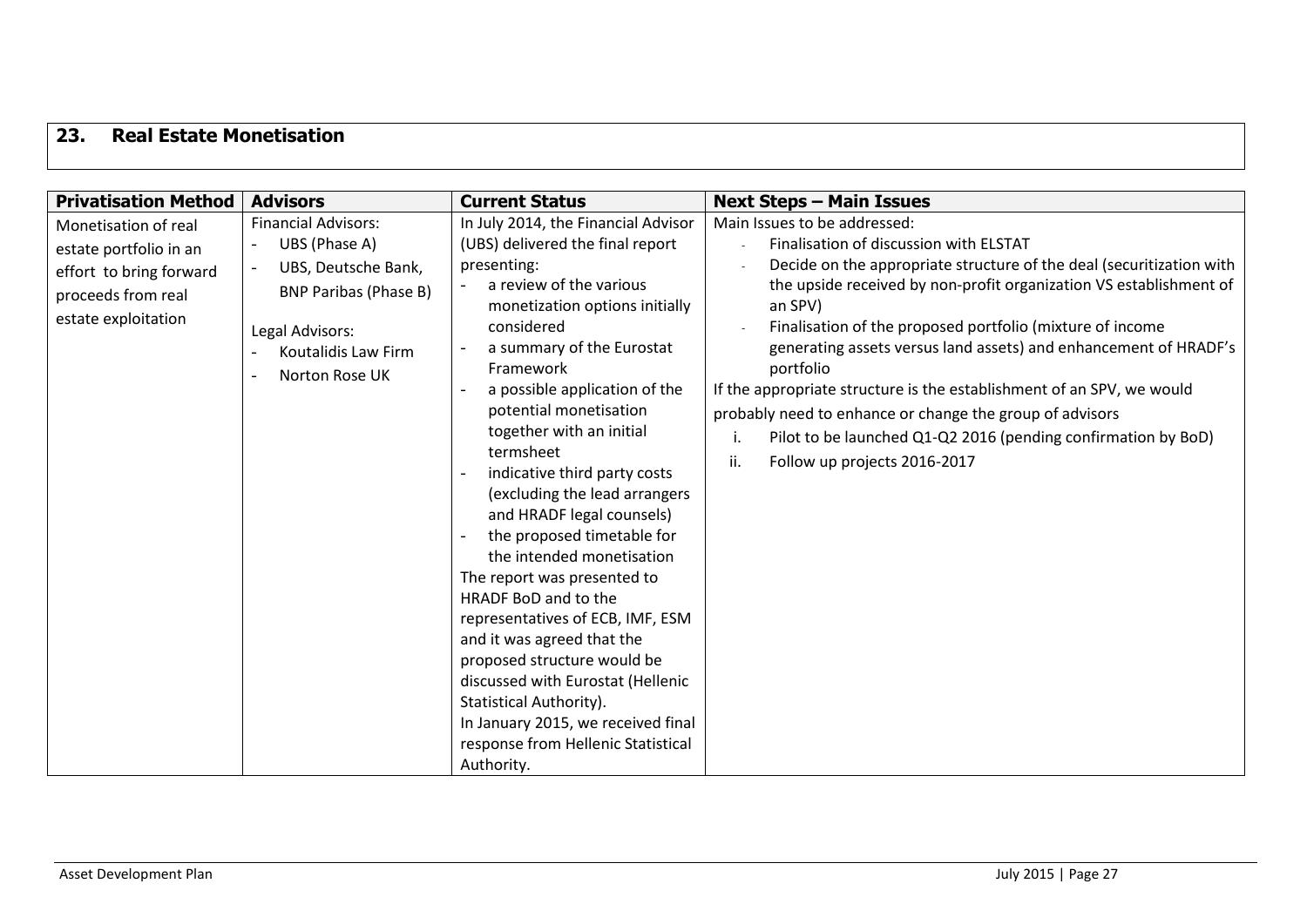## 23. Real Estate Monetisation

| Privatisation Method | Advisors | Current Status | Next Steps – Main Issues |
|---|---|---|---|
| Monetisation of real estate portfolio in an effort to bring forward proceeds from real estate exploitation | Financial Advisors:<br>- UBS (Phase A)<br>- UBS, Deutsche Bank, BNP Paribas (Phase B)<br><br>Legal Advisors:<br>- Koutalidis Law Firm<br>- Norton Rose UK | In July 2014, the Financial Advisor (UBS) delivered the final report presenting:<br>- a review of the various monetization options initially considered<br>- a summary of the Eurostat Framework<br>- a possible application of the potential monetisation together with an initial termsheet<br>- indicative third party costs (excluding the lead arrangers and HRADF legal counsels)<br>- the proposed timetable for the intended monetisation<br>The report was presented to HRADF BoD and to the representatives of ECB, IMF, ESM and it was agreed that the proposed structure would be discussed with Eurostat (Hellenic Statistical Authority).<br>In January 2015, we received final response from Hellenic Statistical Authority. | Main Issues to be addressed:<br>- Finalisation of discussion with ELSTAT<br>- Decide on the appropriate structure of the deal (securitization with the upside received by non-profit organization VS establishment of an SPV)<br>- Finalisation of the proposed portfolio (mixture of income generating assets versus land assets) and enhancement of HRADF's portfolio<br>If the appropriate structure is the establishment of an SPV, we would probably need to enhance or change the group of advisors<br>i. Pilot to be launched Q1-Q2 2016 (pending confirmation by BoD)<br>ii. Follow up projects 2016-2017 |